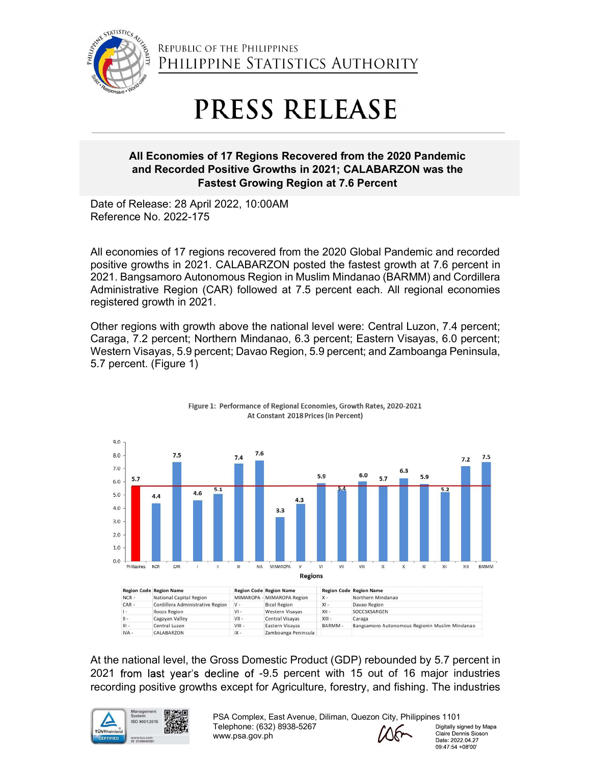REPUBLIC OF THE PHILIPPINES
PHILIPPINE STATISTICS AUTHORITY

# PRESS RELEASE

## All Economies of 17 Regions Recovered from the 2020 Pandemic and Recorded Positive Growths in 2021; CALABARZON was the Fastest Growing Region at 7.6 Percent

Date of Release: 28 April 2022, 10:00AM
Reference No. 2022-175

All economies of 17 regions recovered from the 2020 Global Pandemic and recorded positive growths in 2021. CALABARZON posted the fastest growth at 7.6 percent in 2021. Bangsamoro Autonomous Region in Muslim Mindanao (BARMM) and Cordillera Administrative Region (CAR) followed at 7.5 percent each. All regional economies registered growth in 2021.

Other regions with growth above the national level were: Central Luzon, 7.4 percent; Caraga, 7.2 percent; Northern Mindanao, 6.3 percent; Eastern Visayas, 6.0 percent; Western Visayas, 5.9 percent; Davao Region, 5.9 percent; and Zamboanga Peninsula, 5.7 percent. (Figure 1)

Figure 1: Performance of Regional Economies, Growth Rates, 2020-2021
At Constant 2018 Prices (in Percent)

| Regions | Philippines | NCR | CAR | I | II | III | IVA | MIMAROPA | V | VI | VII | VIII | IX | X | XI | XII | XIII | BARMM |
|---|---|---|---|---|---|---|---|---|---|---|---|---|---|---|---|---|---|---|
| Growth rate | 5.7 | 4.4 | 7.5 | 4.6 | 5.1 | 7.4 | 7.6 | 3.3 | 4.3 | 5.9 | 5.4 | 6.0 | 5.7 | 6.3 | 5.9 | 5.2 | 7.2 | 7.5 |

| Region Code | Region Name | Region Code | Region Name | Region Code | Region Name |
|---|---|---|---|---|---|
| NCR - | National Capital Region | MIMAROPA - | MIMAROPA Region | X - | Northern Mindanao |
| CAR - | Cordillera Administrative Region | V - | Bicol Region | XI - | Davao Region |
| I - | Ilocos Region | VI - | Western Visayas | XII - | SOCCSKSARGEN |
| II - | Cagayan Valley | VII - | Central Visayas | XIII - | Caraga |
| III - | Central Luzon | VIII - | Eastern Visayas | BARMM - | Bangsamoro Autonomous Regionin Muslim Mindanao |
| IVA - | CALABARZON | IX - | Zamboanga Peninsula | | |

At the national level, the Gross Domestic Product (GDP) rebounded by 5.7 percent in 2021 from last year's decline of -9.5 percent with 15 out of 16 major industries recording positive growths except for Agriculture, forestry, and fishing. The industries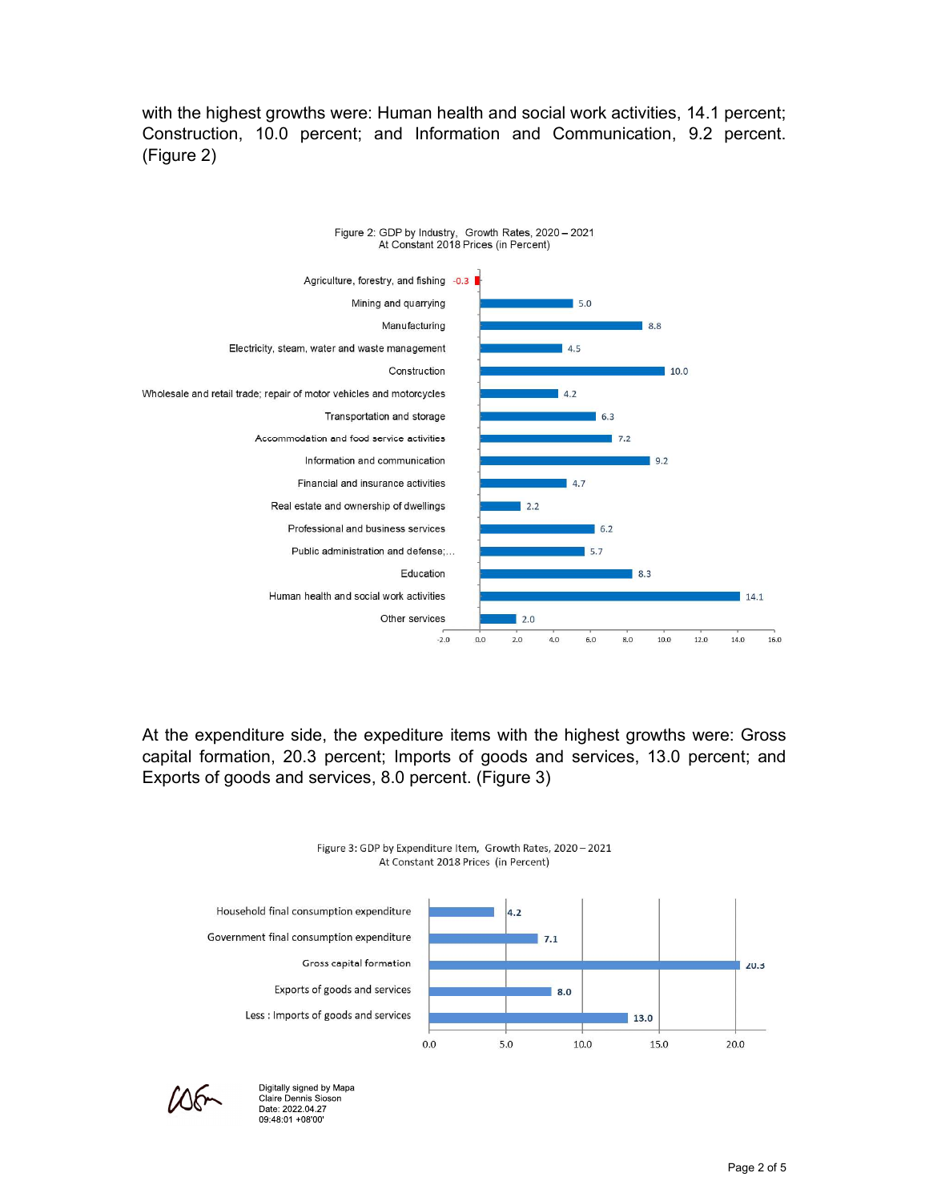with the highest growths were: Human health and social work activities, 14.1 percent; Construction, 10.0 percent; and Information and Communication, 9.2 percent. (Figure 2)

Figure 2: GDP by Industry, Growth Rates, 2020 – 2021
At Constant 2018 Prices (in Percent)

| Industry | Growth Rate |
|---|---|
| Agriculture, forestry, and fishing | -0.3 |
| Mining and quarrying | 5.0 |
| Manufacturing | 8.8 |
| Electricity, steam, water and waste management | 4.5 |
| Construction | 10.0 |
| Wholesale and retail trade; repair of motor vehicles and motorcycles | 4.2 |
| Transportation and storage | 6.3 |
| Accommodation and food service activities | 7.2 |
| Information and communication | 9.2 |
| Financial and insurance activities | 4.7 |
| Real estate and ownership of dwellings | 2.2 |
| Professional and business services | 6.2 |
| Public administration and defense;... | 5.7 |
| Education | 8.3 |
| Human health and social work activities | 14.1 |
| Other services | 2.0 |

At the expenditure side, the expediture items with the highest growths were: Gross capital formation, 20.3 percent; Imports of goods and services, 13.0 percent; and Exports of goods and services, 8.0 percent. (Figure 3)

Figure 3: GDP by Expenditure Item, Growth Rates, 2020 – 2021
At Constant 2018 Prices (in Percent)

| Expenditure Item | Growth Rate |
|---|---|
| Household final consumption expenditure | 4.2 |
| Government final consumption expenditure | 7.1 |
| Gross capital formation | 20.3 |
| Exports of goods and services | 8.0 |
| Less : Imports of goods and services | 13.0 |

Digitally signed by Mapa Claire Dennis Sioson
Date: 2022.04.27 09:48:01 +08'00'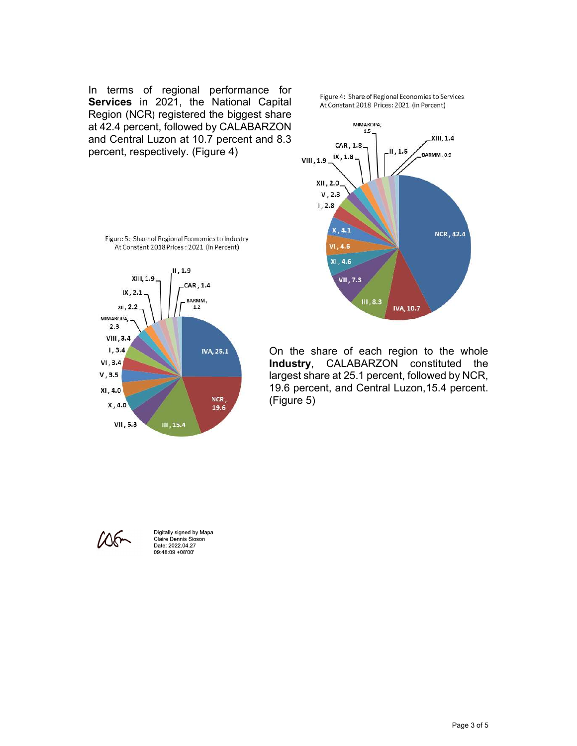In terms of regional performance for **Services** in 2021, the National Capital Region (NCR) registered the biggest share at 42.4 percent, followed by CALABARZON and Central Luzon at 10.7 percent and 8.3 percent, respectively. (Figure 4)

Figure 4: Share of Regional Economies to Services At Constant 2018 Prices: 2021 (in Percent)

Figure 5: Share of Regional Economies to Industry At Constant 2018 Prices : 2021 (in Percent)

On the share of each region to the whole **Industry**, CALABARZON constituted the largest share at 25.1 percent, followed by NCR, 19.6 percent, and Central Luzon,15.4 percent. (Figure 5)

Digitally signed by Mapa Claire Dennis Sioson
Date: 2022.04.27 09:48:09 +08'00'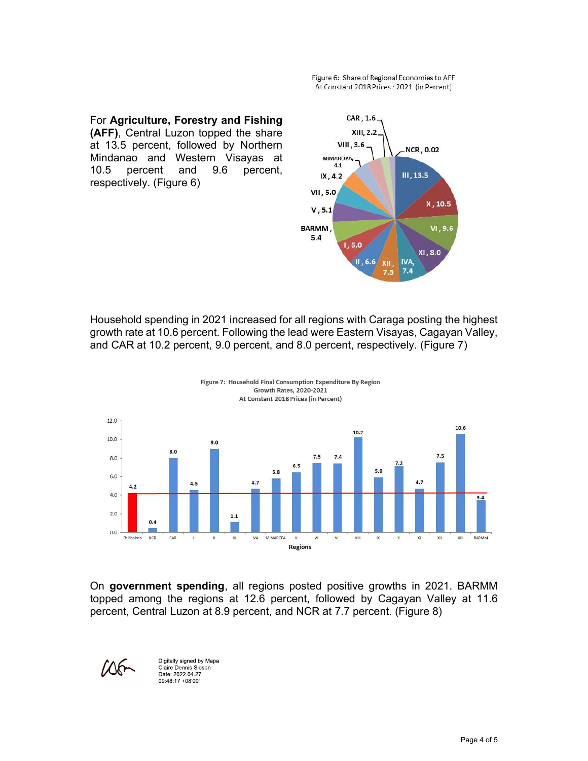For **Agriculture, Forestry and Fishing (AFF)**, Central Luzon topped the share at 13.5 percent, followed by Northern Mindanao and Western Visayas at 10.5 percent and 9.6 percent, respectively. (Figure 6)

Figure 6: Share of Regional Economies to AFF At Constant 2018 Prices : 2021 (in Percent)

| Region | Share (%) |
|---|---|
| NCR | 0.02 |
| III | 13.5 |
| X | 10.5 |
| VI | 9.6 |
| XI | 8.0 |
| IVA | 7.4 |
| XII | 7.3 |
| II | 6.6 |
| I | 6.0 |
| BARMM | 5.4 |
| V | 5.1 |
| VII | 5.0 |
| IX | 4.2 |
| MIMAROPA | 4.1 |
| VIII | 3.6 |
| XIII | 2.2 |
| CAR | 1.6 |

Household spending in 2021 increased for all regions with Caraga posting the highest growth rate at 10.6 percent. Following the lead were Eastern Visayas, Cagayan Valley, and CAR at 10.2 percent, 9.0 percent, and 8.0 percent, respectively. (Figure 7)

Figure 7: Household Final Consumption Expenditure By Region Growth Rates, 2020-2021 At Constant 2018 Prices (in Percent)

| Regions | Growth Rate (%) |
|---|---|
| Philippines | 4.2 |
| NCR | 0.4 |
| CAR | 8.0 |
| I | 4.5 |
| II | 9.0 |
| III | 1.1 |
| IVA | 4.7 |
| MIMAROPA | 5.8 |
| V | 6.5 |
| VI | 7.5 |
| VII | 7.4 |
| VIII | 10.2 |
| IX | 5.9 |
| X | 7.2 |
| XI | 4.7 |
| XII | 7.5 |
| XIII | 10.6 |
| BARMM | 3.4 |

On **government spending**, all regions posted positive growths in 2021. BARMM topped among the regions at 12.6 percent, followed by Cagayan Valley at 11.6 percent, Central Luzon at 8.9 percent, and NCR at 7.7 percent. (Figure 8)

Digitally signed by Mapa Claire Dennis Sioson
Date: 2022.04.27 09:48:17 +08'00'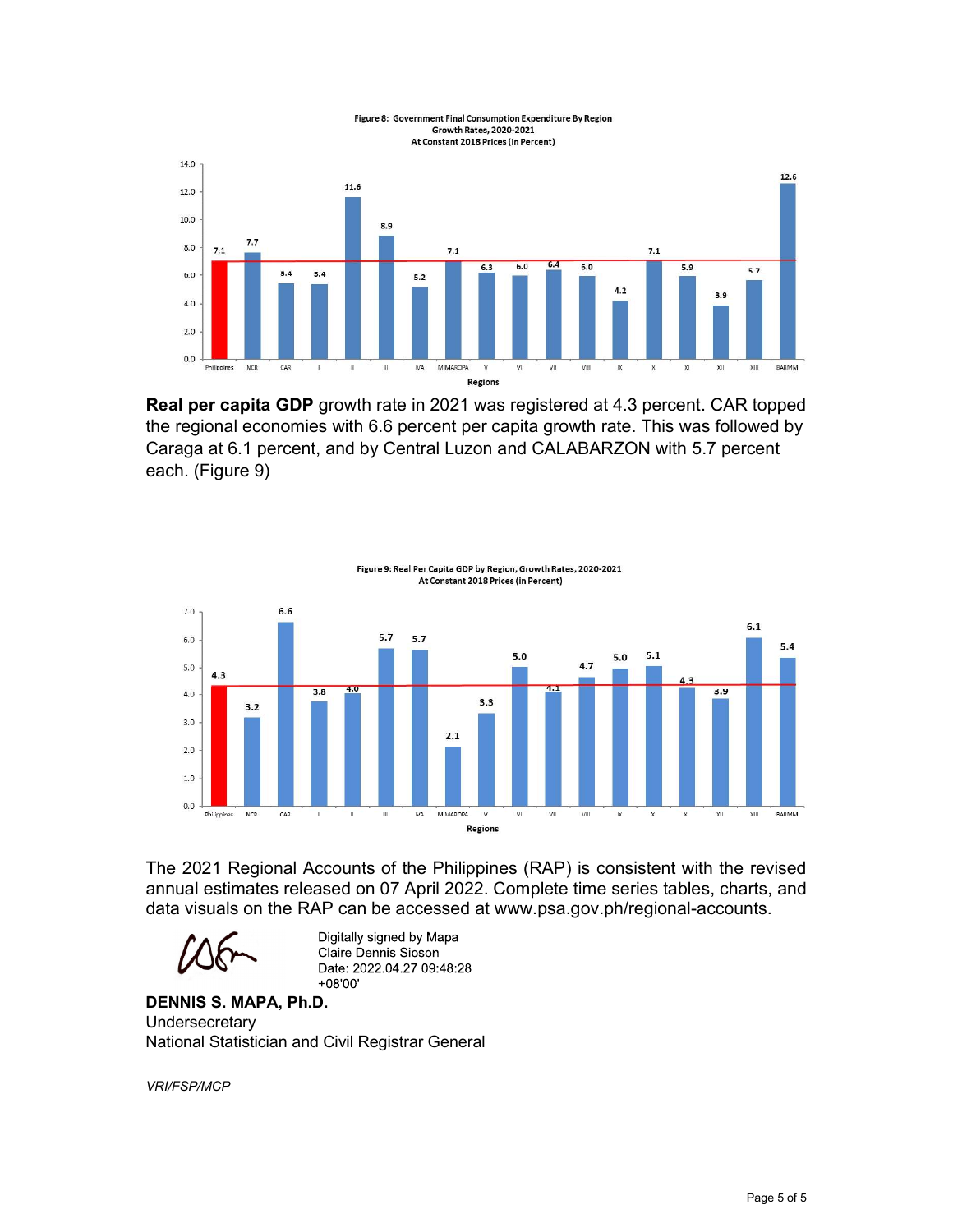Figure 8: Government Final Consumption Expenditure By Region
Growth Rates, 2020-2021
At Constant 2018 Prices (in Percent)

14.0
12.0
10.0
8.0
6.0
4.0
2.0
0.0

7.1 7.7 5.4 5.4 11.6 8.9 5.2 7.1 6.3 6.0 6.4 6.0 4.2 7.1 5.9 3.9 5.7 12.6

Philippines NCR CAR I II III IVA MIMAROPA V VI VII VIII IX X XI XII XIII BARMM

Regions

**Real per capita GDP** growth rate in 2021 was registered at 4.3 percent. CAR topped the regional economies with 6.6 percent per capita growth rate. This was followed by Caraga at 6.1 percent, and by Central Luzon and CALABARZON with 5.7 percent each. (Figure 9)

Figure 9: Real Per Capita GDP by Region, Growth Rates, 2020-2021
At Constant 2018 Prices (in Percent)

7.0
6.0
5.0
4.0
3.0
2.0
1.0
0.0

4.3 3.2 6.6 3.8 4.0 5.7 5.7 2.1 3.3 5.0 4.1 4.7 5.0 5.1 4.3 3.9 6.1 5.4

Philippines NCR CAR I II III IVA MIMAROPA V VI VII VIII IX X XI XII XIII BARMM

Regions

The 2021 Regional Accounts of the Philippines (RAP) is consistent with the revised annual estimates released on 07 April 2022. Complete time series tables, charts, and data visuals on the RAP can be accessed at www.psa.gov.ph/regional-accounts.

Digitally signed by Mapa Claire Dennis Sioson
Date: 2022.04.27 09:48:28 +08'00'

**DENNIS S. MAPA, Ph.D.**
Undersecretary
National Statistician and Civil Registrar General

*VRI/FSP/MCP*